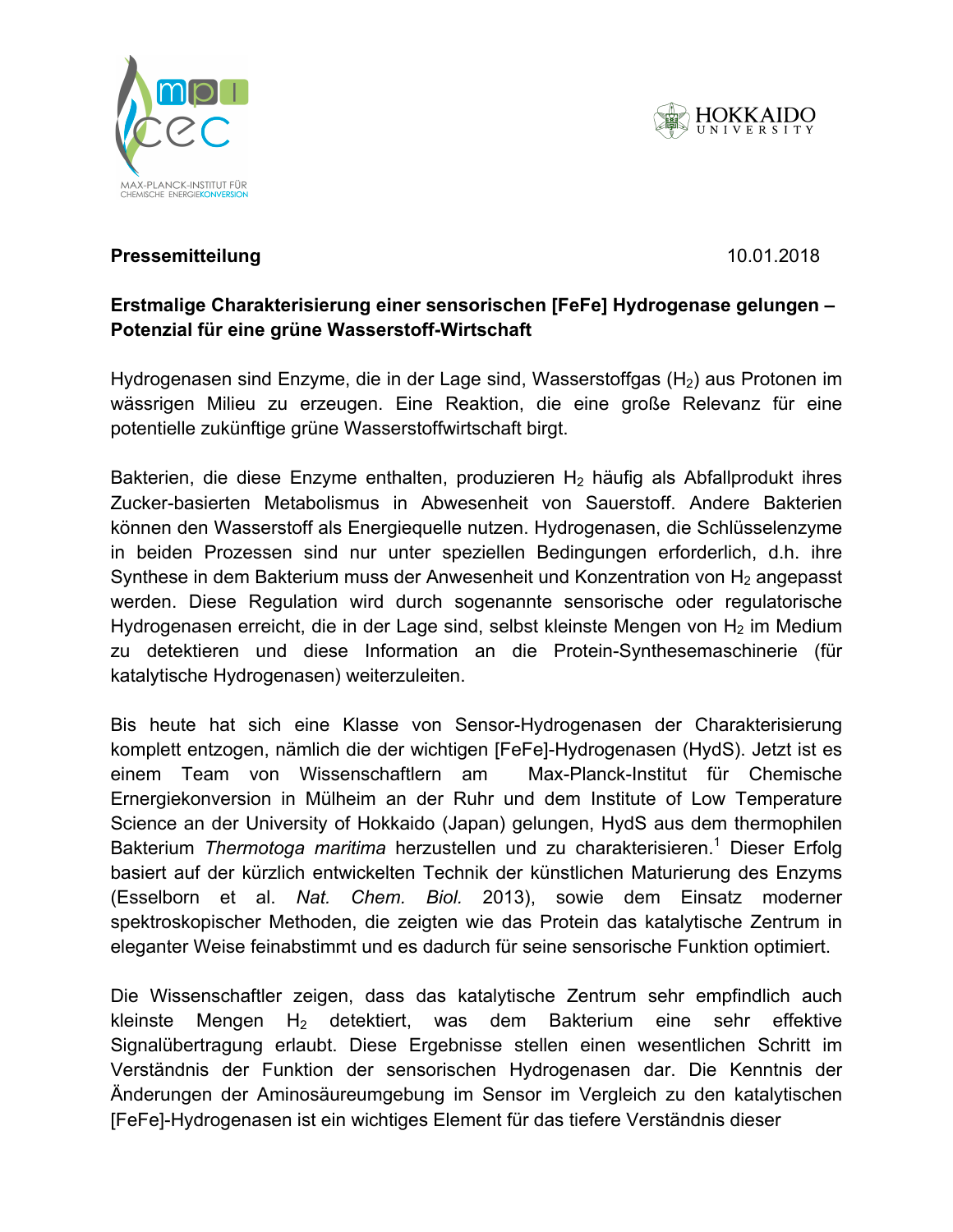**Pressemitteilung** 10.01.2018

**Erstmalige Charakterisierung einer sensorischen [FeFe] Hydrogenase gelungen – Potenzial für eine grüne Wasserstoff-Wirtschaft**

Hydrogenasen sind Enzyme, die in der Lage sind, Wasserstoffgas ($H_2$) aus Protonen im wässrigen Milieu zu erzeugen. Eine Reaktion, die eine große Relevanz für eine potentielle zukünftige grüne Wasserstoffwirtschaft birgt.

Bakterien, die diese Enzyme enthalten, produzieren $H_2$ häufig als Abfallprodukt ihres Zucker-basierten Metabolismus in Abwesenheit von Sauerstoff. Andere Bakterien können den Wasserstoff als Energiequelle nutzen. Hydrogenasen, die Schlüsselenzyme in beiden Prozessen sind nur unter speziellen Bedingungen erforderlich, d.h. ihre Synthese in dem Bakterium muss der Anwesenheit und Konzentration von $H_2$ angepasst werden. Diese Regulation wird durch sogenannte sensorische oder regulatorische Hydrogenasen erreicht, die in der Lage sind, selbst kleinste Mengen von $H_2$ im Medium zu detektieren und diese Information an die Protein-Synthesemaschinerie (für katalytische Hydrogenasen) weiterzuleiten.

Bis heute hat sich eine Klasse von Sensor-Hydrogenasen der Charakterisierung komplett entzogen, nämlich die der wichtigen [FeFe]-Hydrogenasen (HydS). Jetzt ist es einem Team von Wissenschaftlern am Max-Planck-Institut für Chemische Ernergiekonversion in Mülheim an der Ruhr und dem Institute of Low Temperature Science an der University of Hokkaido (Japan) gelungen, HydS aus dem thermophilen Bakterium *Thermotoga maritima* herzustellen und zu charakterisieren.[1] Dieser Erfolg basiert auf der kürzlich entwickelten Technik der künstlichen Maturierung des Enzyms (Esselborn et al. *Nat. Chem. Biol.* 2013), sowie dem Einsatz moderner spektroskopischer Methoden, die zeigten wie das Protein das katalytische Zentrum in eleganter Weise feinabstimmt und es dadurch für seine sensorische Funktion optimiert.

Die Wissenschaftler zeigen, dass das katalytische Zentrum sehr empfindlich auch kleinste Mengen $H_2$ detektiert, was dem Bakterium eine sehr effektive Signalübertragung erlaubt. Diese Ergebnisse stellen einen wesentlichen Schritt im Verständnis der Funktion der sensorischen Hydrogenasen dar. Die Kenntnis der Änderungen der Aminosäureumgebung im Sensor im Vergleich zu den katalytischen [FeFe]-Hydrogenasen ist ein wichtiges Element für das tiefere Verständnis dieser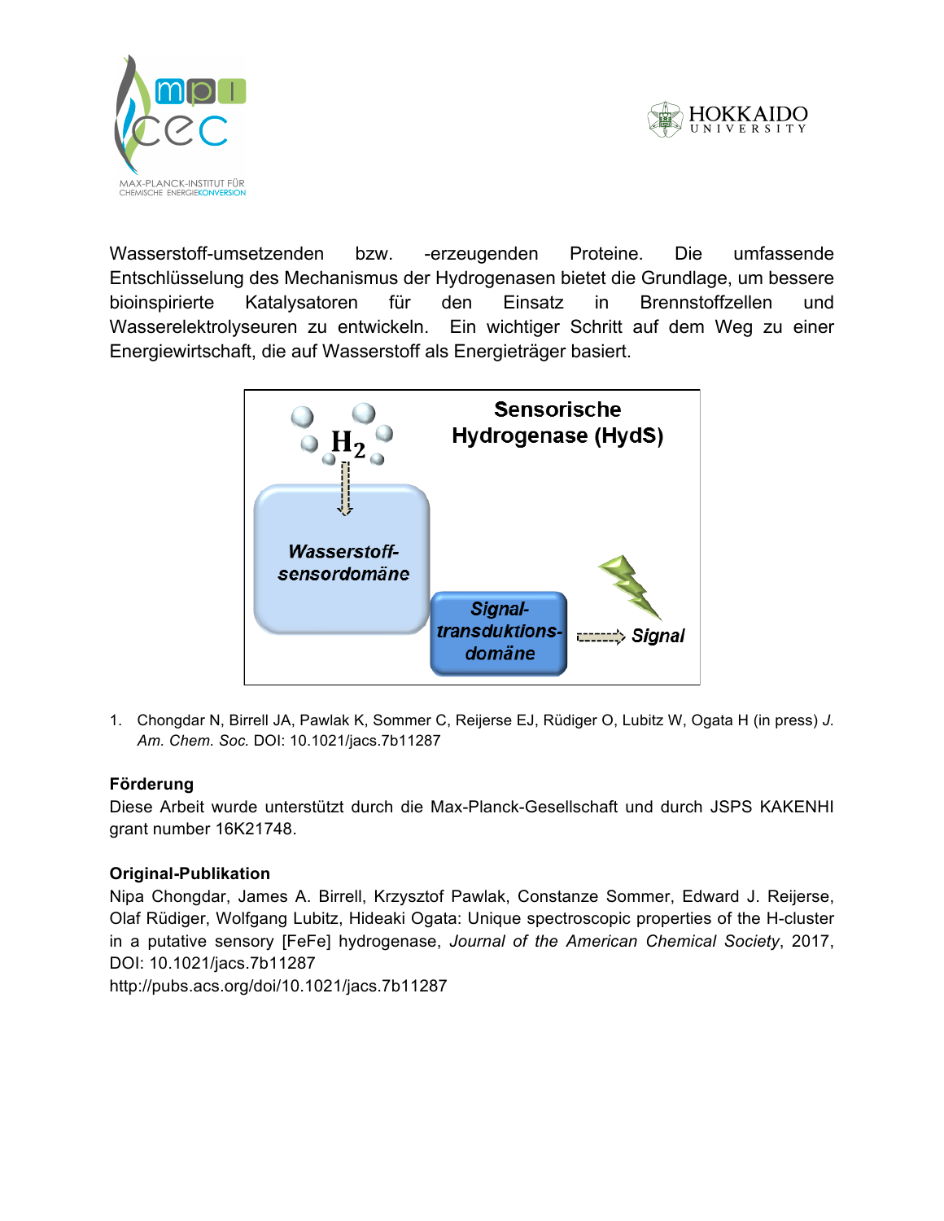Wasserstoff-umsetzenden bzw. -erzeugenden Proteine. Die umfassende Entschlüsselung des Mechanismus der Hydrogenasen bietet die Grundlage, um bessere bioinspirierte Katalysatoren für den Einsatz in Brennstoffzellen und Wasserelektrolyseuren zu entwickeln. Ein wichtiger Schritt auf dem Weg zu einer Energiewirtschaft, die auf Wasserstoff als Energieträger basiert.

Sensorische Hydrogenase (HydS)

$H_2$

Wasserstoff-sensordomäne

Signal-transduktions-domäne

Signal

1. Chongdar N, Birrell JA, Pawlak K, Sommer C, Reijerse EJ, Rüdiger O, Lubitz W, Ogata H (in press) *J. Am. Chem. Soc.* DOI: 10.1021/jacs.7b11287

**Förderung**

Diese Arbeit wurde unterstützt durch die Max-Planck-Gesellschaft und durch JSPS KAKENHI grant number 16K21748.

**Original-Publikation**

Nipa Chongdar, James A. Birrell, Krzysztof Pawlak, Constanze Sommer, Edward J. Reijerse, Olaf Rüdiger, Wolfgang Lubitz, Hideaki Ogata: Unique spectroscopic properties of the H-cluster in a putative sensory [FeFe] hydrogenase, *Journal of the American Chemical Society*, 2017, DOI: 10.1021/jacs.7b11287

http://pubs.acs.org/doi/10.1021/jacs.7b11287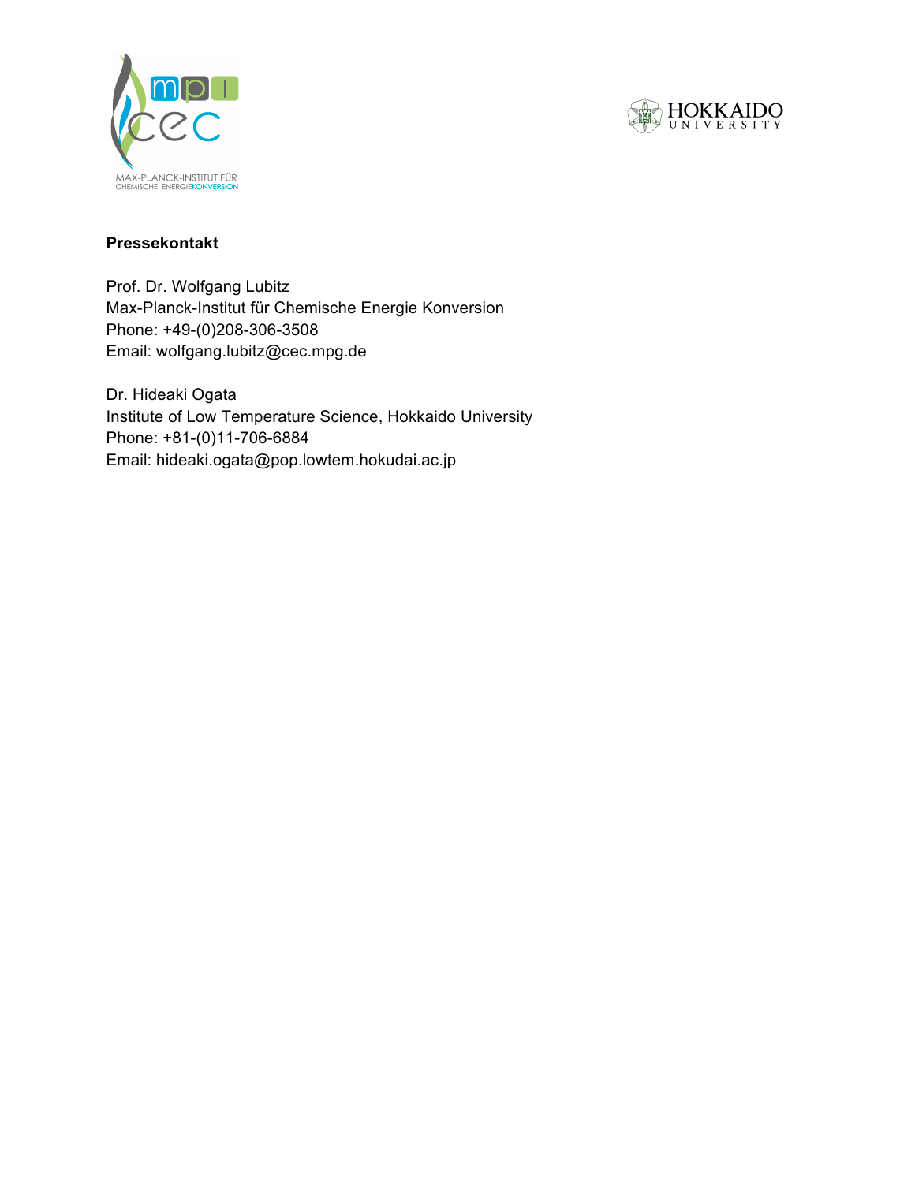**Pressekontakt**

Prof. Dr. Wolfgang Lubitz
Max-Planck-Institut für Chemische Energie Konversion
Phone: +49-(0)208-306-3508
Email: wolfgang.lubitz@cec.mpg.de

Dr. Hideaki Ogata
Institute of Low Temperature Science, Hokkaido University
Phone: +81-(0)11-706-6884
Email: hideaki.ogata@pop.lowtem.hokudai.ac.jp